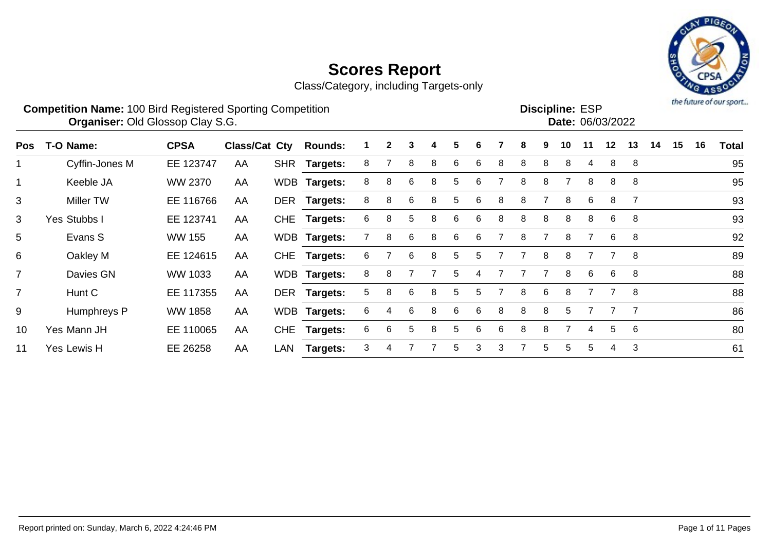# Scores Report

Class/Category, including Targets-only

**Competition Name:** 100 Bird Registered Sporting Competition
**Organiser:** Old Glossop Clay S.G.

**Discipline:** ESP
**Date:** 06/03/2022

| Pos | T-O | Name: | CPSA | Class/Cat | Cty | Rounds: | 1 | 2 | 3 | 4 | 5 | 6 | 7 | 8 | 9 | 10 | 11 | 12 | 13 | 14 | 15 | 16 | Total |
|---|---|---|---|---|---|---|---|---|---|---|---|---|---|---|---|---|---|---|---|---|---|---|---|
| 1 | | Cyffin-Jones M | EE 123747 | AA | SHR | Targets: | 8 | 7 | 8 | 8 | 6 | 6 | 8 | 8 | 8 | 8 | 4 | 8 | 8 | | | | 95 |
| 1 | | Keeble JA | WW 2370 | AA | WDB | Targets: | 8 | 8 | 6 | 8 | 5 | 6 | 7 | 8 | 8 | 7 | 8 | 8 | 8 | | | | 95 |
| 3 | | Miller TW | EE 116766 | AA | DER | Targets: | 8 | 8 | 6 | 8 | 5 | 6 | 8 | 8 | 7 | 8 | 6 | 8 | 7 | | | | 93 |
| 3 | Yes | Stubbs I | EE 123741 | AA | CHE | Targets: | 6 | 8 | 5 | 8 | 6 | 6 | 8 | 8 | 8 | 8 | 8 | 6 | 8 | | | | 93 |
| 5 | | Evans S | WW 155 | AA | WDB | Targets: | 7 | 8 | 6 | 8 | 6 | 6 | 7 | 8 | 7 | 8 | 7 | 6 | 8 | | | | 92 |
| 6 | | Oakley M | EE 124615 | AA | CHE | Targets: | 6 | 7 | 6 | 8 | 5 | 5 | 7 | 7 | 8 | 8 | 7 | 7 | 8 | | | | 89 |
| 7 | | Davies GN | WW 1033 | AA | WDB | Targets: | 8 | 8 | 7 | 7 | 5 | 4 | 7 | 7 | 7 | 8 | 6 | 6 | 8 | | | | 88 |
| 7 | | Hunt C | EE 117355 | AA | DER | Targets: | 5 | 8 | 6 | 8 | 5 | 5 | 7 | 8 | 6 | 8 | 7 | 7 | 8 | | | | 88 |
| 9 | | Humphreys P | WW 1858 | AA | WDB | Targets: | 6 | 4 | 6 | 8 | 6 | 6 | 8 | 8 | 8 | 5 | 7 | 7 | 7 | | | | 86 |
| 10 | Yes | Mann JH | EE 110065 | AA | CHE | Targets: | 6 | 6 | 5 | 8 | 5 | 6 | 6 | 8 | 8 | 7 | 4 | 5 | 6 | | | | 80 |
| 11 | Yes | Lewis H | EE 26258 | AA | LAN | Targets: | 3 | 4 | 7 | 7 | 5 | 3 | 3 | 7 | 5 | 5 | 5 | 4 | 3 | | | | 61 |

Report printed on: Sunday, March 6, 2022 4:24:46 PM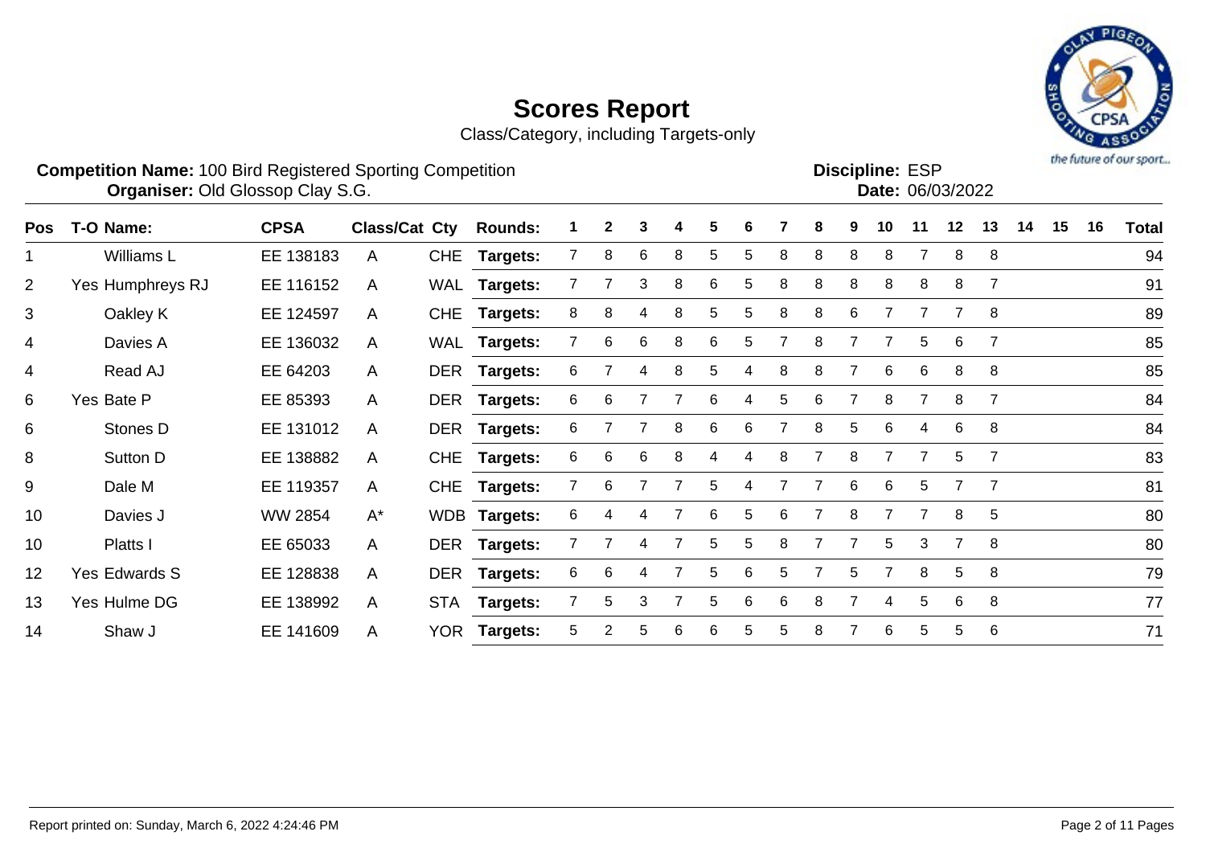# Scores Report

Class/Category, including Targets-only

**Competition Name:** 100 Bird Registered Sporting Competition
**Organiser:** Old Glossop Clay S.G.

**Discipline:** ESP
**Date:** 06/03/2022

| Pos | T-O | Name: | CPSA | Class/Cat | Cty | Rounds: | 1 | 2 | 3 | 4 | 5 | 6 | 7 | 8 | 9 | 10 | 11 | 12 | 13 | 14 | 15 | 16 | Total |
|---|---|---|---|---|---|---|---|---|---|---|---|---|---|---|---|---|---|---|---|---|---|---|---|
| 1 | | Williams L | EE 138183 | A | CHE | **Targets:** | 7 | 8 | 6 | 8 | 5 | 5 | 8 | 8 | 8 | 8 | 7 | 8 | 8 | | | | 94 |
| 2 | Yes | Humphreys RJ | EE 116152 | A | WAL | **Targets:** | 7 | 7 | 3 | 8 | 6 | 5 | 8 | 8 | 8 | 8 | 8 | 8 | 7 | | | | 91 |
| 3 | | Oakley K | EE 124597 | A | CHE | **Targets:** | 8 | 8 | 4 | 8 | 5 | 5 | 8 | 8 | 6 | 7 | 7 | 7 | 8 | | | | 89 |
| 4 | | Davies A | EE 136032 | A | WAL | **Targets:** | 7 | 6 | 6 | 8 | 6 | 5 | 7 | 8 | 7 | 7 | 5 | 6 | 7 | | | | 85 |
| 4 | | Read AJ | EE 64203 | A | DER | **Targets:** | 6 | 7 | 4 | 8 | 5 | 4 | 8 | 8 | 7 | 6 | 6 | 8 | 8 | | | | 85 |
| 6 | Yes | Bate P | EE 85393 | A | DER | **Targets:** | 6 | 6 | 7 | 7 | 6 | 4 | 5 | 6 | 7 | 8 | 7 | 8 | 7 | | | | 84 |
| 6 | | Stones D | EE 131012 | A | DER | **Targets:** | 6 | 7 | 7 | 8 | 6 | 6 | 7 | 8 | 5 | 6 | 4 | 6 | 8 | | | | 84 |
| 8 | | Sutton D | EE 138882 | A | CHE | **Targets:** | 6 | 6 | 6 | 8 | 4 | 4 | 8 | 7 | 8 | 7 | 7 | 5 | 7 | | | | 83 |
| 9 | | Dale M | EE 119357 | A | CHE | **Targets:** | 7 | 6 | 7 | 7 | 5 | 4 | 7 | 7 | 6 | 6 | 5 | 7 | 7 | | | | 81 |
| 10 | | Davies J | WW 2854 | A* | WDB | **Targets:** | 6 | 4 | 4 | 7 | 6 | 5 | 6 | 7 | 8 | 7 | 7 | 8 | 5 | | | | 80 |
| 10 | | Platts I | EE 65033 | A | DER | **Targets:** | 7 | 7 | 4 | 7 | 5 | 5 | 8 | 7 | 7 | 5 | 3 | 7 | 8 | | | | 80 |
| 12 | Yes | Edwards S | EE 128838 | A | DER | **Targets:** | 6 | 6 | 4 | 7 | 5 | 6 | 5 | 7 | 5 | 7 | 8 | 5 | 8 | | | | 79 |
| 13 | Yes | Hulme DG | EE 138992 | A | STA | **Targets:** | 7 | 5 | 3 | 7 | 5 | 6 | 6 | 8 | 7 | 4 | 5 | 6 | 8 | | | | 77 |
| 14 | | Shaw J | EE 141609 | A | YOR | **Targets:** | 5 | 2 | 5 | 6 | 6 | 5 | 5 | 8 | 7 | 6 | 5 | 5 | 6 | | | | 71 |

Report printed on: Sunday, March 6, 2022 4:24:46 PM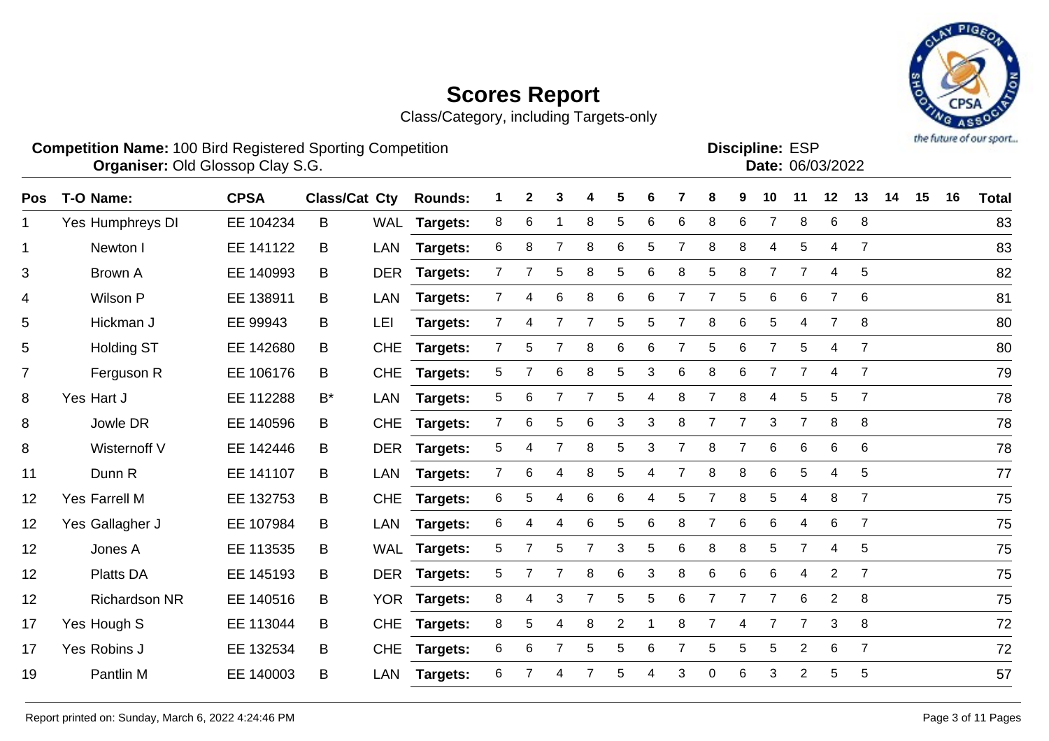# Scores Report

Class/Category, including Targets-only

**Competition Name:** 100 Bird Registered Sporting Competition
**Organiser:** Old Glossop Clay S.G.

**Discipline:** ESP
**Date:** 06/03/2022

| Pos | T-O | Name: | CPSA | Class/Cat | Cty | Rounds: | 1 | 2 | 3 | 4 | 5 | 6 | 7 | 8 | 9 | 10 | 11 | 12 | 13 | 14 | 15 | 16 | Total |
|---|---|---|---|---|---|---|---|---|---|---|---|---|---|---|---|---|---|---|---|---|---|---|---|
| 1 | Yes | Humphreys DI | EE 104234 | B | WAL | Targets: | 8 | 6 | 1 | 8 | 5 | 6 | 6 | 8 | 6 | 7 | 8 | 6 | 8 | | | | 83 |
| 1 | | Newton I | EE 141122 | B | LAN | Targets: | 6 | 8 | 7 | 8 | 6 | 5 | 7 | 8 | 8 | 4 | 5 | 4 | 7 | | | | 83 |
| 3 | | Brown A | EE 140993 | B | DER | Targets: | 7 | 7 | 5 | 8 | 5 | 6 | 8 | 5 | 8 | 7 | 7 | 4 | 5 | | | | 82 |
| 4 | | Wilson P | EE 138911 | B | LAN | Targets: | 7 | 4 | 6 | 8 | 6 | 6 | 7 | 7 | 5 | 6 | 6 | 7 | 6 | | | | 81 |
| 5 | | Hickman J | EE 99943 | B | LEI | Targets: | 7 | 4 | 7 | 7 | 5 | 5 | 7 | 8 | 6 | 5 | 4 | 7 | 8 | | | | 80 |
| 5 | | Holding ST | EE 142680 | B | CHE | Targets: | 7 | 5 | 7 | 8 | 6 | 6 | 7 | 5 | 6 | 7 | 5 | 4 | 7 | | | | 80 |
| 7 | | Ferguson R | EE 106176 | B | CHE | Targets: | 5 | 7 | 6 | 8 | 5 | 3 | 6 | 8 | 6 | 7 | 7 | 4 | 7 | | | | 79 |
| 8 | Yes | Hart J | EE 112288 | B* | LAN | Targets: | 5 | 6 | 7 | 7 | 5 | 4 | 8 | 7 | 8 | 4 | 5 | 5 | 7 | | | | 78 |
| 8 | | Jowle DR | EE 140596 | B | CHE | Targets: | 7 | 6 | 5 | 6 | 3 | 3 | 8 | 7 | 7 | 3 | 7 | 8 | 8 | | | | 78 |
| 8 | | Wisternoff V | EE 142446 | B | DER | Targets: | 5 | 4 | 7 | 8 | 5 | 3 | 7 | 8 | 7 | 6 | 6 | 6 | 6 | | | | 78 |
| 11 | | Dunn R | EE 141107 | B | LAN | Targets: | 7 | 6 | 4 | 8 | 5 | 4 | 7 | 8 | 8 | 6 | 5 | 4 | 5 | | | | 77 |
| 12 | Yes | Farrell M | EE 132753 | B | CHE | Targets: | 6 | 5 | 4 | 6 | 6 | 4 | 5 | 7 | 8 | 5 | 4 | 8 | 7 | | | | 75 |
| 12 | Yes | Gallagher J | EE 107984 | B | LAN | Targets: | 6 | 4 | 4 | 6 | 5 | 6 | 8 | 7 | 6 | 6 | 4 | 6 | 7 | | | | 75 |
| 12 | | Jones A | EE 113535 | B | WAL | Targets: | 5 | 7 | 5 | 7 | 3 | 5 | 6 | 8 | 8 | 5 | 7 | 4 | 5 | | | | 75 |
| 12 | | Platts DA | EE 145193 | B | DER | Targets: | 5 | 7 | 7 | 8 | 6 | 3 | 8 | 6 | 6 | 6 | 4 | 2 | 7 | | | | 75 |
| 12 | | Richardson NR | EE 140516 | B | YOR | Targets: | 8 | 4 | 3 | 7 | 5 | 5 | 6 | 7 | 7 | 7 | 6 | 2 | 8 | | | | 75 |
| 17 | Yes | Hough S | EE 113044 | B | CHE | Targets: | 8 | 5 | 4 | 8 | 2 | 1 | 8 | 7 | 4 | 7 | 7 | 3 | 8 | | | | 72 |
| 17 | Yes | Robins J | EE 132534 | B | CHE | Targets: | 6 | 6 | 7 | 5 | 5 | 6 | 7 | 5 | 5 | 5 | 2 | 6 | 7 | | | | 72 |
| 19 | | Pantlin M | EE 140003 | B | LAN | Targets: | 6 | 7 | 4 | 7 | 5 | 4 | 3 | 0 | 6 | 3 | 2 | 5 | 5 | | | | 57 |

Report printed on: Sunday, March 6, 2022 4:24:46 PM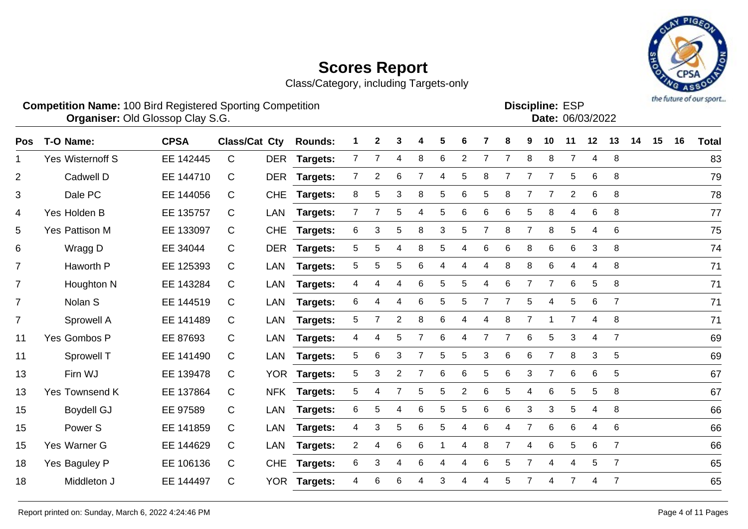# Scores Report

Class/Category, including Targets-only

**Competition Name:** 100 Bird Registered Sporting Competition
**Organiser:** Old Glossop Clay S.G.

**Discipline:** ESP
**Date:** 06/03/2022

| Pos | T-O | Name: | CPSA | Class/Cat | Cty | Rounds: | 1 | 2 | 3 | 4 | 5 | 6 | 7 | 8 | 9 | 10 | 11 | 12 | 13 | 14 | 15 | 16 | Total |
|---|---|---|---|---|---|---|---|---|---|---|---|---|---|---|---|---|---|---|---|---|---|---|---|
| 1 | Yes | Wisternoff S | EE 142445 | C | DER | Targets: | 7 | 7 | 4 | 8 | 6 | 2 | 7 | 7 | 8 | 8 | 7 | 4 | 8 | | | | 83 |
| 2 | | Cadwell D | EE 144710 | C | DER | Targets: | 7 | 2 | 6 | 7 | 4 | 5 | 8 | 7 | 7 | 7 | 5 | 6 | 8 | | | | 79 |
| 3 | | Dale PC | EE 144056 | C | CHE | Targets: | 8 | 5 | 3 | 8 | 5 | 6 | 5 | 8 | 7 | 7 | 2 | 6 | 8 | | | | 78 |
| 4 | Yes | Holden B | EE 135757 | C | LAN | Targets: | 7 | 7 | 5 | 4 | 5 | 6 | 6 | 6 | 5 | 8 | 4 | 6 | 8 | | | | 77 |
| 5 | Yes | Pattison M | EE 133097 | C | CHE | Targets: | 6 | 3 | 5 | 8 | 3 | 5 | 7 | 8 | 7 | 8 | 5 | 4 | 6 | | | | 75 |
| 6 | | Wragg D | EE 34044 | C | DER | Targets: | 5 | 5 | 4 | 8 | 5 | 4 | 6 | 6 | 8 | 6 | 6 | 3 | 8 | | | | 74 |
| 7 | | Haworth P | EE 125393 | C | LAN | Targets: | 5 | 5 | 5 | 6 | 4 | 4 | 4 | 8 | 8 | 6 | 4 | 4 | 8 | | | | 71 |
| 7 | | Houghton N | EE 143284 | C | LAN | Targets: | 4 | 4 | 4 | 6 | 5 | 5 | 4 | 6 | 7 | 7 | 6 | 5 | 8 | | | | 71 |
| 7 | | Nolan S | EE 144519 | C | LAN | Targets: | 6 | 4 | 4 | 6 | 5 | 5 | 7 | 7 | 5 | 4 | 5 | 6 | 7 | | | | 71 |
| 7 | | Sprowell A | EE 141489 | C | LAN | Targets: | 5 | 7 | 2 | 8 | 6 | 4 | 4 | 8 | 7 | 1 | 7 | 4 | 8 | | | | 71 |
| 11 | Yes | Gombos P | EE 87693 | C | LAN | Targets: | 4 | 4 | 5 | 7 | 6 | 4 | 7 | 7 | 6 | 5 | 3 | 4 | 7 | | | | 69 |
| 11 | | Sprowell T | EE 141490 | C | LAN | Targets: | 5 | 6 | 3 | 7 | 5 | 5 | 3 | 6 | 6 | 7 | 8 | 3 | 5 | | | | 69 |
| 13 | | Firn WJ | EE 139478 | C | YOR | Targets: | 5 | 3 | 2 | 7 | 6 | 6 | 5 | 6 | 3 | 7 | 6 | 6 | 5 | | | | 67 |
| 13 | Yes | Townsend K | EE 137864 | C | NFK | Targets: | 5 | 4 | 7 | 5 | 5 | 2 | 6 | 5 | 4 | 6 | 5 | 5 | 8 | | | | 67 |
| 15 | | Boydell GJ | EE 97589 | C | LAN | Targets: | 6 | 5 | 4 | 6 | 5 | 5 | 6 | 6 | 3 | 3 | 5 | 4 | 8 | | | | 66 |
| 15 | | Power S | EE 141859 | C | LAN | Targets: | 4 | 3 | 5 | 6 | 5 | 4 | 6 | 4 | 7 | 6 | 6 | 4 | 6 | | | | 66 |
| 15 | Yes | Warner G | EE 144629 | C | LAN | Targets: | 2 | 4 | 6 | 6 | 1 | 4 | 8 | 7 | 4 | 6 | 5 | 6 | 7 | | | | 66 |
| 18 | Yes | Baguley P | EE 106136 | C | CHE | Targets: | 6 | 3 | 4 | 6 | 4 | 4 | 6 | 5 | 7 | 4 | 4 | 5 | 7 | | | | 65 |
| 18 | | Middleton J | EE 144497 | C | YOR | Targets: | 4 | 6 | 6 | 4 | 3 | 4 | 4 | 5 | 7 | 4 | 7 | 4 | 7 | | | | 65 |

Report printed on: Sunday, March 6, 2022 4:24:46 PM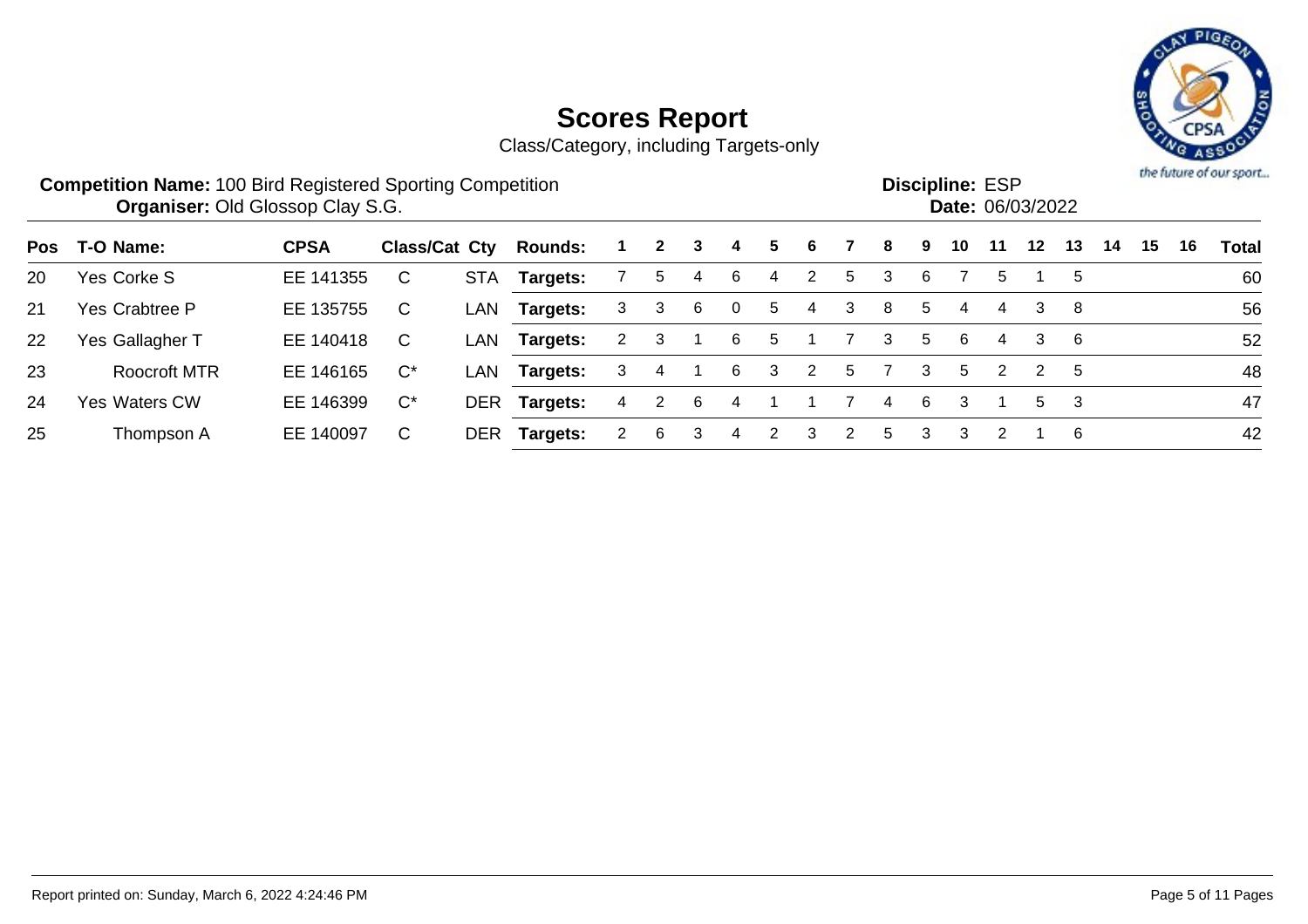# Scores Report

Class/Category, including Targets-only

**Competition Name:** 100 Bird Registered Sporting Competition
**Organiser:** Old Glossop Clay S.G.

**Discipline:** ESP
**Date:** 06/03/2022

| Pos | T-O | Name: | CPSA | Class/Cat | Cty | Rounds: | 1 | 2 | 3 | 4 | 5 | 6 | 7 | 8 | 9 | 10 | 11 | 12 | 13 | 14 | 15 | 16 | Total |
|---|---|---|---|---|---|---|---|---|---|---|---|---|---|---|---|---|---|---|---|---|---|---|---|
| 20 | Yes | Corke S | EE 141355 | C | STA | Targets: | 7 | 5 | 4 | 6 | 4 | 2 | 5 | 3 | 6 | 7 | 5 | 1 | 5 | | | | 60 |
| 21 | Yes | Crabtree P | EE 135755 | C | LAN | Targets: | 3 | 3 | 6 | 0 | 5 | 4 | 3 | 8 | 5 | 4 | 4 | 3 | 8 | | | | 56 |
| 22 | Yes | Gallagher T | EE 140418 | C | LAN | Targets: | 2 | 3 | 1 | 6 | 5 | 1 | 7 | 3 | 5 | 6 | 4 | 3 | 6 | | | | 52 |
| 23 | | Roocroft MTR | EE 146165 | C* | LAN | Targets: | 3 | 4 | 1 | 6 | 3 | 2 | 5 | 7 | 3 | 5 | 2 | 2 | 5 | | | | 48 |
| 24 | Yes | Waters CW | EE 146399 | C* | DER | Targets: | 4 | 2 | 6 | 4 | 1 | 1 | 7 | 4 | 6 | 3 | 1 | 5 | 3 | | | | 47 |
| 25 | | Thompson A | EE 140097 | C | DER | Targets: | 2 | 6 | 3 | 4 | 2 | 3 | 2 | 5 | 3 | 3 | 2 | 1 | 6 | | | | 42 |

Report printed on: Sunday, March 6, 2022 4:24:46 PM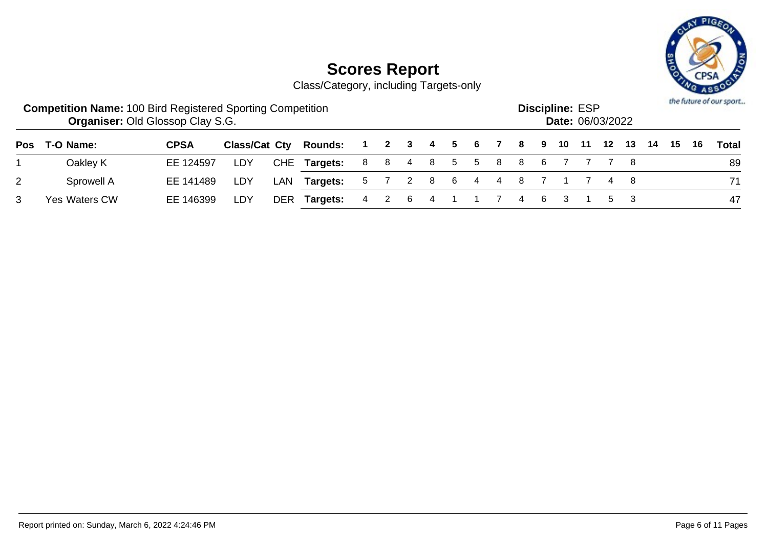# Scores Report

Class/Category, including Targets-only

**Competition Name:** 100 Bird Registered Sporting Competition
**Organiser:** Old Glossop Clay S.G.

**Discipline:** ESP
**Date:** 06/03/2022

| Pos | T-O | Name: | CPSA | Class/Cat | Cty | Rounds: | 1 | 2 | 3 | 4 | 5 | 6 | 7 | 8 | 9 | 10 | 11 | 12 | 13 | 14 | 15 | 16 | Total |
|---|---|---|---|---|---|---|---|---|---|---|---|---|---|---|---|---|---|---|---|---|---|---|---|
| 1 | | Oakley K | EE 124597 | LDY | CHE | **Targets:** | 8 | 8 | 4 | 8 | 5 | 5 | 8 | 8 | 6 | 7 | 7 | 7 | 8 | | | | 89 |
| 2 | | Sprowell A | EE 141489 | LDY | LAN | **Targets:** | 5 | 7 | 2 | 8 | 6 | 4 | 4 | 8 | 7 | 1 | 7 | 4 | 8 | | | | 71 |
| 3 | Yes | Waters CW | EE 146399 | LDY | DER | **Targets:** | 4 | 2 | 6 | 4 | 1 | 1 | 7 | 4 | 6 | 3 | 1 | 5 | 3 | | | | 47 |

Report printed on: Sunday, March 6, 2022 4:24:46 PM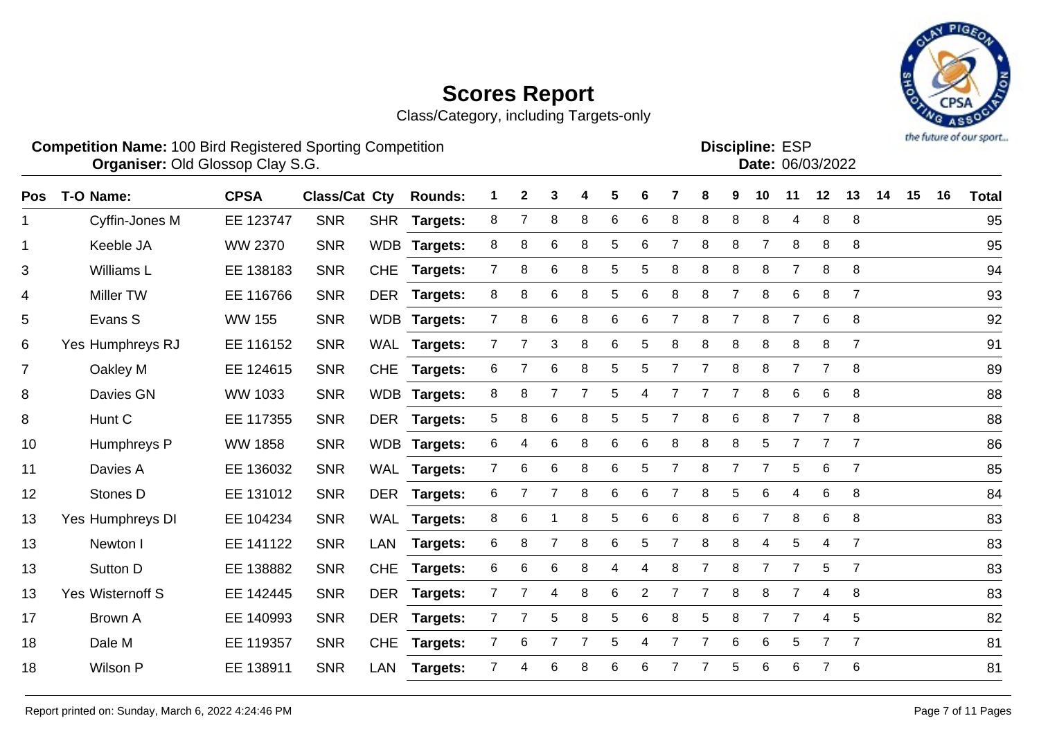# Scores Report

Class/Category, including Targets-only

**Competition Name:** 100 Bird Registered Sporting Competition
**Organiser:** Old Glossop Clay S.G.

**Discipline:** ESP
**Date:** 06/03/2022

| Pos | T-O | Name: | CPSA | Class/Cat | Cty | Rounds: | 1 | 2 | 3 | 4 | 5 | 6 | 7 | 8 | 9 | 10 | 11 | 12 | 13 | 14 | 15 | 16 | Total |
|---|---|---|---|---|---|---|---|---|---|---|---|---|---|---|---|---|---|---|---|---|---|---|---|
| 1 | | Cyffin-Jones M | EE 123747 | SNR | SHR | Targets: | 8 | 7 | 8 | 8 | 6 | 6 | 8 | 8 | 8 | 8 | 4 | 8 | 8 | | | | 95 |
| 1 | | Keeble JA | WW 2370 | SNR | WDB | Targets: | 8 | 8 | 6 | 8 | 5 | 6 | 7 | 8 | 8 | 7 | 8 | 8 | 8 | | | | 95 |
| 3 | | Williams L | EE 138183 | SNR | CHE | Targets: | 7 | 8 | 6 | 8 | 5 | 5 | 8 | 8 | 8 | 8 | 7 | 8 | 8 | | | | 94 |
| 4 | | Miller TW | EE 116766 | SNR | DER | Targets: | 8 | 8 | 6 | 8 | 5 | 6 | 8 | 8 | 7 | 8 | 6 | 8 | 7 | | | | 93 |
| 5 | | Evans S | WW 155 | SNR | WDB | Targets: | 7 | 8 | 6 | 8 | 6 | 6 | 7 | 8 | 7 | 8 | 7 | 6 | 8 | | | | 92 |
| 6 | Yes | Humphreys RJ | EE 116152 | SNR | WAL | Targets: | 7 | 7 | 3 | 8 | 6 | 5 | 8 | 8 | 8 | 8 | 8 | 8 | 7 | | | | 91 |
| 7 | | Oakley M | EE 124615 | SNR | CHE | Targets: | 6 | 7 | 6 | 8 | 5 | 5 | 7 | 7 | 8 | 8 | 7 | 7 | 8 | | | | 89 |
| 8 | | Davies GN | WW 1033 | SNR | WDB | Targets: | 8 | 8 | 7 | 7 | 5 | 4 | 7 | 7 | 7 | 8 | 6 | 6 | 8 | | | | 88 |
| 8 | | Hunt C | EE 117355 | SNR | DER | Targets: | 5 | 8 | 6 | 8 | 5 | 5 | 7 | 8 | 6 | 8 | 7 | 7 | 8 | | | | 88 |
| 10 | | Humphreys P | WW 1858 | SNR | WDB | Targets: | 6 | 4 | 6 | 8 | 6 | 6 | 8 | 8 | 8 | 5 | 7 | 7 | 7 | | | | 86 |
| 11 | | Davies A | EE 136032 | SNR | WAL | Targets: | 7 | 6 | 6 | 8 | 6 | 5 | 7 | 8 | 7 | 7 | 5 | 6 | 7 | | | | 85 |
| 12 | | Stones D | EE 131012 | SNR | DER | Targets: | 6 | 7 | 7 | 8 | 6 | 6 | 7 | 8 | 5 | 6 | 4 | 6 | 8 | | | | 84 |
| 13 | Yes | Humphreys DI | EE 104234 | SNR | WAL | Targets: | 8 | 6 | 1 | 8 | 5 | 6 | 6 | 8 | 6 | 7 | 8 | 6 | 8 | | | | 83 |
| 13 | | Newton I | EE 141122 | SNR | LAN | Targets: | 6 | 8 | 7 | 8 | 6 | 5 | 7 | 8 | 8 | 4 | 5 | 4 | 7 | | | | 83 |
| 13 | | Sutton D | EE 138882 | SNR | CHE | Targets: | 6 | 6 | 6 | 8 | 4 | 4 | 8 | 7 | 8 | 7 | 7 | 5 | 7 | | | | 83 |
| 13 | Yes | Wisternoff S | EE 142445 | SNR | DER | Targets: | 7 | 7 | 4 | 8 | 6 | 2 | 7 | 7 | 8 | 8 | 7 | 4 | 8 | | | | 83 |
| 17 | | Brown A | EE 140993 | SNR | DER | Targets: | 7 | 7 | 5 | 8 | 5 | 6 | 8 | 5 | 8 | 7 | 7 | 4 | 5 | | | | 82 |
| 18 | | Dale M | EE 119357 | SNR | CHE | Targets: | 7 | 6 | 7 | 7 | 5 | 4 | 7 | 7 | 6 | 6 | 5 | 7 | 7 | | | | 81 |
| 18 | | Wilson P | EE 138911 | SNR | LAN | Targets: | 7 | 4 | 6 | 8 | 6 | 6 | 7 | 7 | 5 | 6 | 6 | 7 | 6 | | | | 81 |

Report printed on: Sunday, March 6, 2022 4:24:46 PM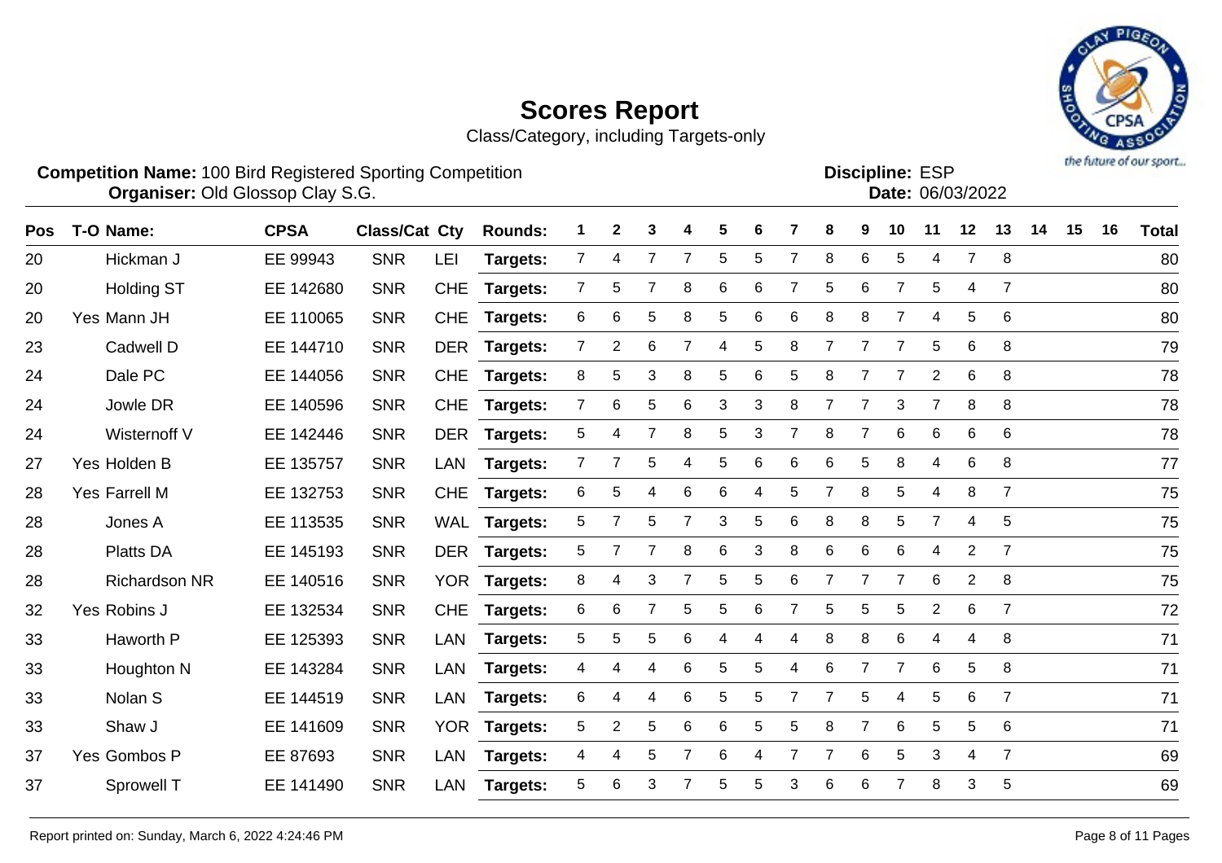# Scores Report

Class/Category, including Targets-only

**Competition Name:** 100 Bird Registered Sporting Competition
**Organiser:** Old Glossop Clay S.G.

**Discipline:** ESP
**Date:** 06/03/2022

| Pos | T-O | Name: | CPSA | Class/Cat | Cty | Rounds: | 1 | 2 | 3 | 4 | 5 | 6 | 7 | 8 | 9 | 10 | 11 | 12 | 13 | 14 | 15 | 16 | Total |
|---|---|---|---|---|---|---|---|---|---|---|---|---|---|---|---|---|---|---|---|---|---|---|---|
| 20 | | Hickman J | EE 99943 | SNR | LEI | Targets: | 7 | 4 | 7 | 7 | 5 | 5 | 7 | 8 | 6 | 5 | 4 | 7 | 8 | | | | 80 |
| 20 | | Holding ST | EE 142680 | SNR | CHE | Targets: | 7 | 5 | 7 | 8 | 6 | 6 | 7 | 5 | 6 | 7 | 5 | 4 | 7 | | | | 80 |
| 20 | Yes | Mann JH | EE 110065 | SNR | CHE | Targets: | 6 | 6 | 5 | 8 | 5 | 6 | 6 | 8 | 8 | 7 | 4 | 5 | 6 | | | | 80 |
| 23 | | Cadwell D | EE 144710 | SNR | DER | Targets: | 7 | 2 | 6 | 7 | 4 | 5 | 8 | 7 | 7 | 7 | 5 | 6 | 8 | | | | 79 |
| 24 | | Dale PC | EE 144056 | SNR | CHE | Targets: | 8 | 5 | 3 | 8 | 5 | 6 | 5 | 8 | 7 | 7 | 2 | 6 | 8 | | | | 78 |
| 24 | | Jowle DR | EE 140596 | SNR | CHE | Targets: | 7 | 6 | 5 | 6 | 3 | 3 | 8 | 7 | 7 | 3 | 7 | 8 | 8 | | | | 78 |
| 24 | | Wisternoff V | EE 142446 | SNR | DER | Targets: | 5 | 4 | 7 | 8 | 5 | 3 | 7 | 8 | 7 | 6 | 6 | 6 | 6 | | | | 78 |
| 27 | Yes | Holden B | EE 135757 | SNR | LAN | Targets: | 7 | 7 | 5 | 4 | 5 | 6 | 6 | 6 | 5 | 8 | 4 | 6 | 8 | | | | 77 |
| 28 | Yes | Farrell M | EE 132753 | SNR | CHE | Targets: | 6 | 5 | 4 | 6 | 6 | 4 | 5 | 7 | 8 | 5 | 4 | 8 | 7 | | | | 75 |
| 28 | | Jones A | EE 113535 | SNR | WAL | Targets: | 5 | 7 | 5 | 7 | 3 | 5 | 6 | 8 | 8 | 5 | 7 | 4 | 5 | | | | 75 |
| 28 | | Platts DA | EE 145193 | SNR | DER | Targets: | 5 | 7 | 7 | 8 | 6 | 3 | 8 | 6 | 6 | 6 | 4 | 2 | 7 | | | | 75 |
| 28 | | Richardson NR | EE 140516 | SNR | YOR | Targets: | 8 | 4 | 3 | 7 | 5 | 5 | 6 | 7 | 7 | 7 | 6 | 2 | 8 | | | | 75 |
| 32 | Yes | Robins J | EE 132534 | SNR | CHE | Targets: | 6 | 6 | 7 | 5 | 5 | 6 | 7 | 5 | 5 | 5 | 2 | 6 | 7 | | | | 72 |
| 33 | | Haworth P | EE 125393 | SNR | LAN | Targets: | 5 | 5 | 5 | 6 | 4 | 4 | 4 | 8 | 8 | 6 | 4 | 4 | 8 | | | | 71 |
| 33 | | Houghton N | EE 143284 | SNR | LAN | Targets: | 4 | 4 | 4 | 6 | 5 | 5 | 4 | 6 | 7 | 7 | 6 | 5 | 8 | | | | 71 |
| 33 | | Nolan S | EE 144519 | SNR | LAN | Targets: | 6 | 4 | 4 | 6 | 5 | 5 | 7 | 7 | 5 | 4 | 5 | 6 | 7 | | | | 71 |
| 33 | | Shaw J | EE 141609 | SNR | YOR | Targets: | 5 | 2 | 5 | 6 | 6 | 5 | 5 | 8 | 7 | 6 | 5 | 5 | 6 | | | | 71 |
| 37 | Yes | Gombos P | EE 87693 | SNR | LAN | Targets: | 4 | 4 | 5 | 7 | 6 | 4 | 7 | 7 | 6 | 5 | 3 | 4 | 7 | | | | 69 |
| 37 | | Sprowell T | EE 141490 | SNR | LAN | Targets: | 5 | 6 | 3 | 7 | 5 | 5 | 3 | 6 | 6 | 7 | 8 | 3 | 5 | | | | 69 |

Report printed on: Sunday, March 6, 2022 4:24:46 PM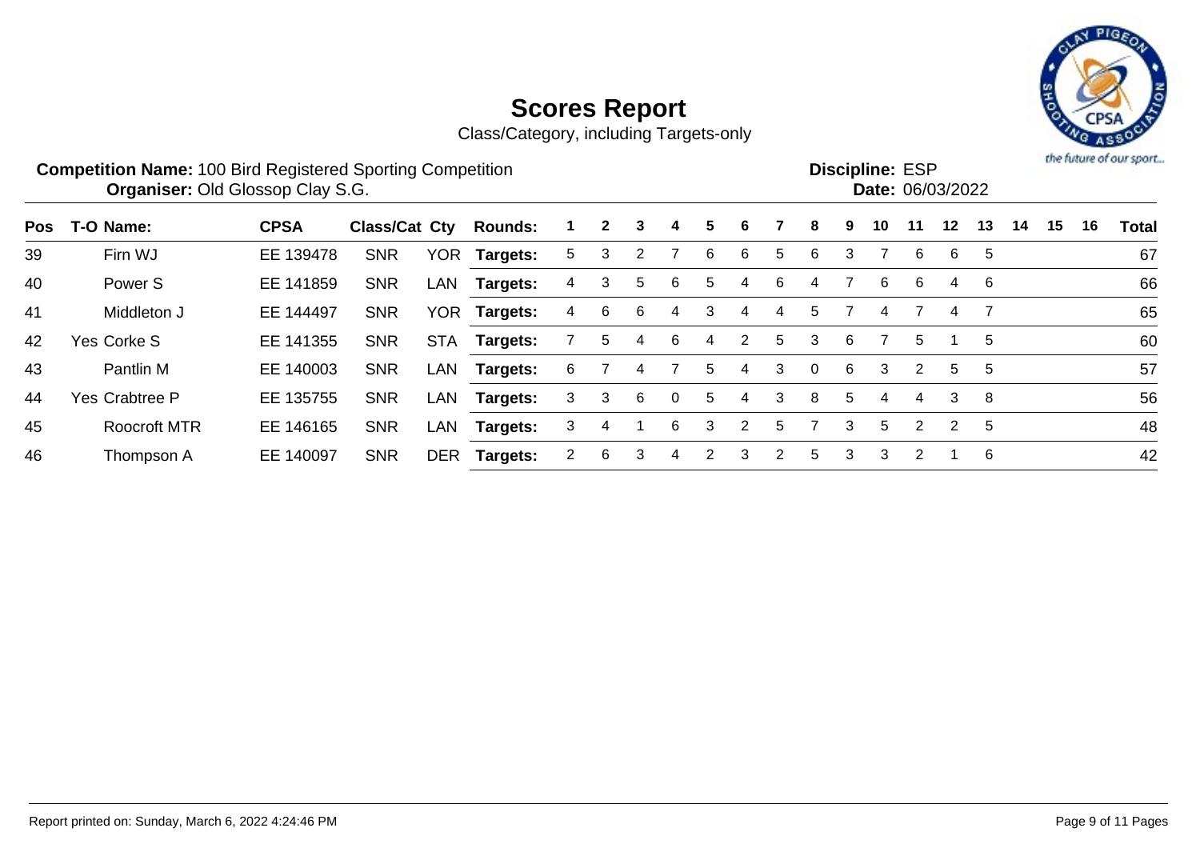# Scores Report

Class/Category, including Targets-only

**Competition Name:** 100 Bird Registered Sporting Competition
**Organiser:** Old Glossop Clay S.G.

**Discipline:** ESP
**Date:** 06/03/2022

| Pos | T-O | Name: | CPSA | Class/Cat | Cty | Rounds: | 1 | 2 | 3 | 4 | 5 | 6 | 7 | 8 | 9 | 10 | 11 | 12 | 13 | 14 | 15 | 16 | Total |
|---|---|---|---|---|---|---|---|---|---|---|---|---|---|---|---|---|---|---|---|---|---|---|---|
| 39 | | Firn WJ | EE 139478 | SNR | YOR | Targets: | 5 | 3 | 2 | 7 | 6 | 6 | 5 | 6 | 3 | 7 | 6 | 6 | 5 | | | | 67 |
| 40 | | Power S | EE 141859 | SNR | LAN | Targets: | 4 | 3 | 5 | 6 | 5 | 4 | 6 | 4 | 7 | 6 | 6 | 4 | 6 | | | | 66 |
| 41 | | Middleton J | EE 144497 | SNR | YOR | Targets: | 4 | 6 | 6 | 4 | 3 | 4 | 4 | 5 | 7 | 4 | 7 | 4 | 7 | | | | 65 |
| 42 | Yes | Corke S | EE 141355 | SNR | STA | Targets: | 7 | 5 | 4 | 6 | 4 | 2 | 5 | 3 | 6 | 7 | 5 | 1 | 5 | | | | 60 |
| 43 | | Pantlin M | EE 140003 | SNR | LAN | Targets: | 6 | 7 | 4 | 7 | 5 | 4 | 3 | 0 | 6 | 3 | 2 | 5 | 5 | | | | 57 |
| 44 | Yes | Crabtree P | EE 135755 | SNR | LAN | Targets: | 3 | 3 | 6 | 0 | 5 | 4 | 3 | 8 | 5 | 4 | 4 | 3 | 8 | | | | 56 |
| 45 | | Roocroft MTR | EE 146165 | SNR | LAN | Targets: | 3 | 4 | 1 | 6 | 3 | 2 | 5 | 7 | 3 | 5 | 2 | 2 | 5 | | | | 48 |
| 46 | | Thompson A | EE 140097 | SNR | DER | Targets: | 2 | 6 | 3 | 4 | 2 | 3 | 2 | 5 | 3 | 3 | 2 | 1 | 6 | | | | 42 |

Report printed on: Sunday, March 6, 2022 4:24:46 PM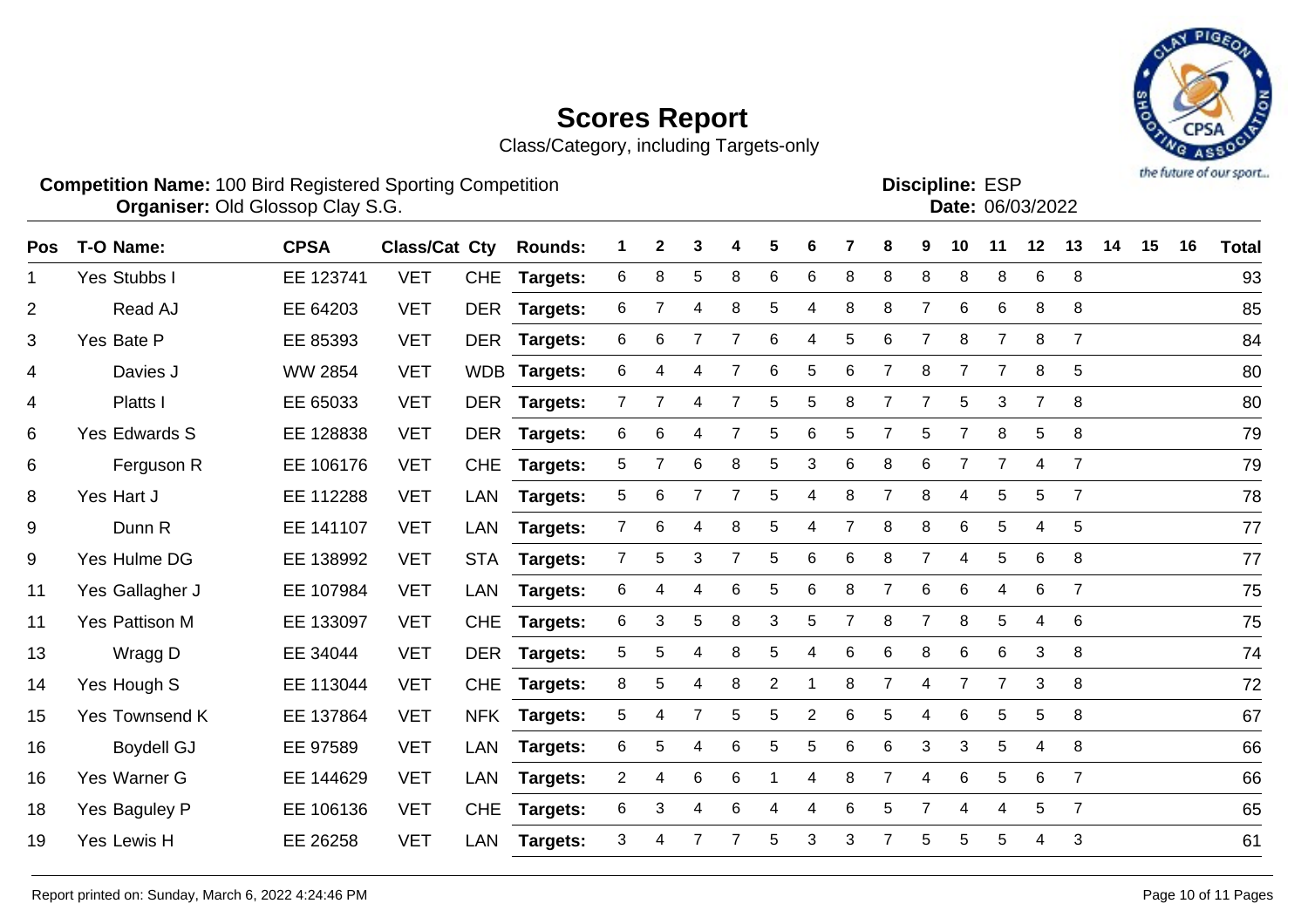# Scores Report

Class/Category, including Targets-only

**Competition Name:** 100 Bird Registered Sporting Competition
**Organiser:** Old Glossop Clay S.G.

**Discipline:** ESP
**Date:** 06/03/2022

| Pos | T-O | Name: | CPSA | Class/Cat | Cty | Rounds: | 1 | 2 | 3 | 4 | 5 | 6 | 7 | 8 | 9 | 10 | 11 | 12 | 13 | 14 | 15 | 16 | Total |
|---|---|---|---|---|---|---|---|---|---|---|---|---|---|---|---|---|---|---|---|---|---|---|---|
| 1 | Yes | Stubbs I | EE 123741 | VET | CHE | Targets: | 6 | 8 | 5 | 8 | 6 | 6 | 8 | 8 | 8 | 8 | 8 | 6 | 8 | | | | 93 |
| 2 | | Read AJ | EE 64203 | VET | DER | Targets: | 6 | 7 | 4 | 8 | 5 | 4 | 8 | 8 | 7 | 6 | 6 | 8 | 8 | | | | 85 |
| 3 | Yes | Bate P | EE 85393 | VET | DER | Targets: | 6 | 6 | 7 | 7 | 6 | 4 | 5 | 6 | 7 | 8 | 7 | 8 | 7 | | | | 84 |
| 4 | | Davies J | WW 2854 | VET | WDB | Targets: | 6 | 4 | 4 | 7 | 6 | 5 | 6 | 7 | 8 | 7 | 7 | 8 | 5 | | | | 80 |
| 4 | | Platts I | EE 65033 | VET | DER | Targets: | 7 | 7 | 4 | 7 | 5 | 5 | 8 | 7 | 7 | 5 | 3 | 7 | 8 | | | | 80 |
| 6 | Yes | Edwards S | EE 128838 | VET | DER | Targets: | 6 | 6 | 4 | 7 | 5 | 6 | 5 | 7 | 5 | 7 | 8 | 5 | 8 | | | | 79 |
| 6 | | Ferguson R | EE 106176 | VET | CHE | Targets: | 5 | 7 | 6 | 8 | 5 | 3 | 6 | 8 | 6 | 7 | 7 | 4 | 7 | | | | 79 |
| 8 | Yes | Hart J | EE 112288 | VET | LAN | Targets: | 5 | 6 | 7 | 7 | 5 | 4 | 8 | 7 | 8 | 4 | 5 | 5 | 7 | | | | 78 |
| 9 | | Dunn R | EE 141107 | VET | LAN | Targets: | 7 | 6 | 4 | 8 | 5 | 4 | 7 | 8 | 8 | 6 | 5 | 4 | 5 | | | | 77 |
| 9 | Yes | Hulme DG | EE 138992 | VET | STA | Targets: | 7 | 5 | 3 | 7 | 5 | 6 | 6 | 8 | 7 | 4 | 5 | 6 | 8 | | | | 77 |
| 11 | Yes | Gallagher J | EE 107984 | VET | LAN | Targets: | 6 | 4 | 4 | 6 | 5 | 6 | 8 | 7 | 6 | 6 | 4 | 6 | 7 | | | | 75 |
| 11 | Yes | Pattison M | EE 133097 | VET | CHE | Targets: | 6 | 3 | 5 | 8 | 3 | 5 | 7 | 8 | 7 | 8 | 5 | 4 | 6 | | | | 75 |
| 13 | | Wragg D | EE 34044 | VET | DER | Targets: | 5 | 5 | 4 | 8 | 5 | 4 | 6 | 6 | 8 | 6 | 6 | 3 | 8 | | | | 74 |
| 14 | Yes | Hough S | EE 113044 | VET | CHE | Targets: | 8 | 5 | 4 | 8 | 2 | 1 | 8 | 7 | 4 | 7 | 7 | 3 | 8 | | | | 72 |
| 15 | Yes | Townsend K | EE 137864 | VET | NFK | Targets: | 5 | 4 | 7 | 5 | 5 | 2 | 6 | 5 | 4 | 6 | 5 | 5 | 8 | | | | 67 |
| 16 | | Boydell GJ | EE 97589 | VET | LAN | Targets: | 6 | 5 | 4 | 6 | 5 | 5 | 6 | 6 | 3 | 3 | 5 | 4 | 8 | | | | 66 |
| 16 | Yes | Warner G | EE 144629 | VET | LAN | Targets: | 2 | 4 | 6 | 6 | 1 | 4 | 8 | 7 | 4 | 6 | 5 | 6 | 7 | | | | 66 |
| 18 | Yes | Baguley P | EE 106136 | VET | CHE | Targets: | 6 | 3 | 4 | 6 | 4 | 4 | 6 | 5 | 7 | 4 | 4 | 5 | 7 | | | | 65 |
| 19 | Yes | Lewis H | EE 26258 | VET | LAN | Targets: | 3 | 4 | 7 | 7 | 5 | 3 | 3 | 7 | 5 | 5 | 5 | 4 | 3 | | | | 61 |

Report printed on: Sunday, March 6, 2022 4:24:46 PM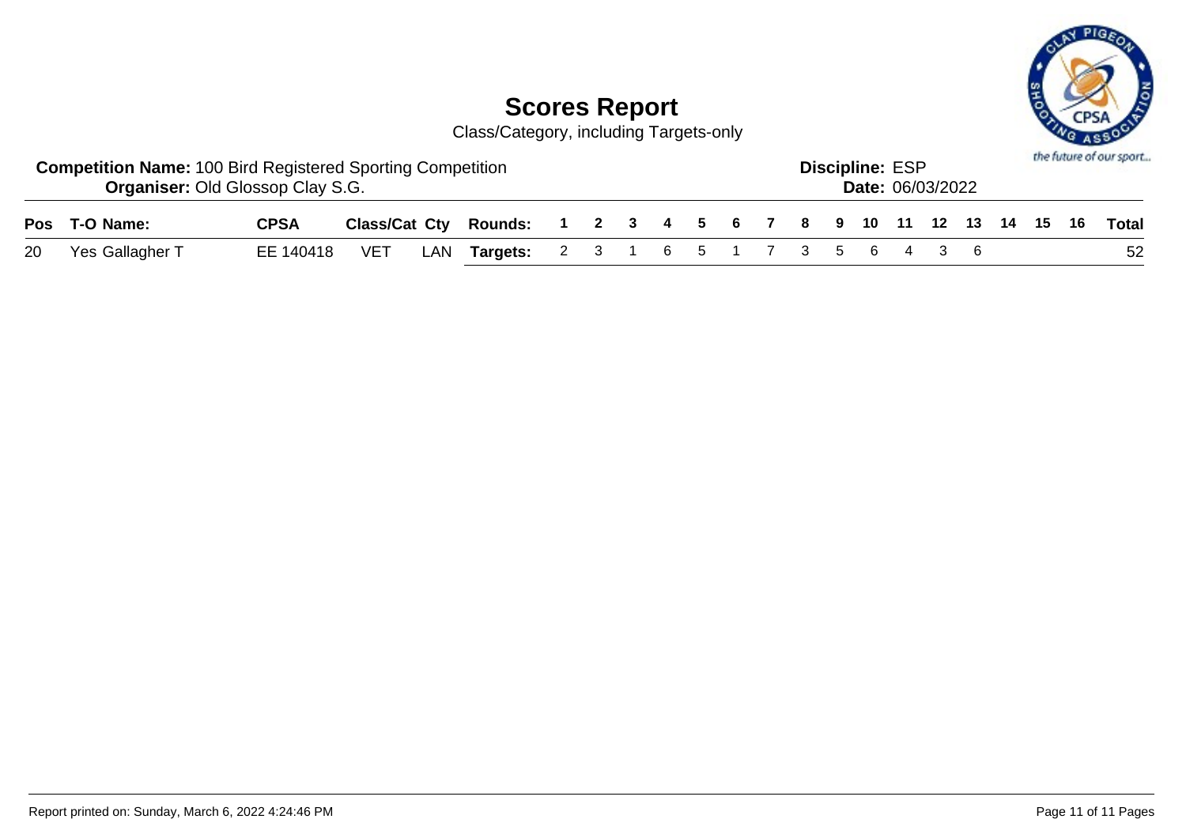# Scores Report

Class/Category, including Targets-only

**Competition Name:** 100 Bird Registered Sporting Competition
**Organiser:** Old Glossop Clay S.G.

**Discipline:** ESP
**Date:** 06/03/2022

| Pos | T-O Name: | CPSA | Class/Cat | Cty | Rounds: | 1 | 2 | 3 | 4 | 5 | 6 | 7 | 8 | 9 | 10 | 11 | 12 | 13 | 14 | 15 | 16 | Total |
|---|---|---|---|---|---|---|---|---|---|---|---|---|---|---|---|---|---|---|---|---|---|---|
| 20 | Yes Gallagher T | EE 140418 | VET | LAN | **Targets:** | 2 | 3 | 1 | 6 | 5 | 1 | 7 | 3 | 5 | 6 | 4 | 3 | 6 | | | | 52 |

Report printed on: Sunday, March 6, 2022 4:24:46 PM